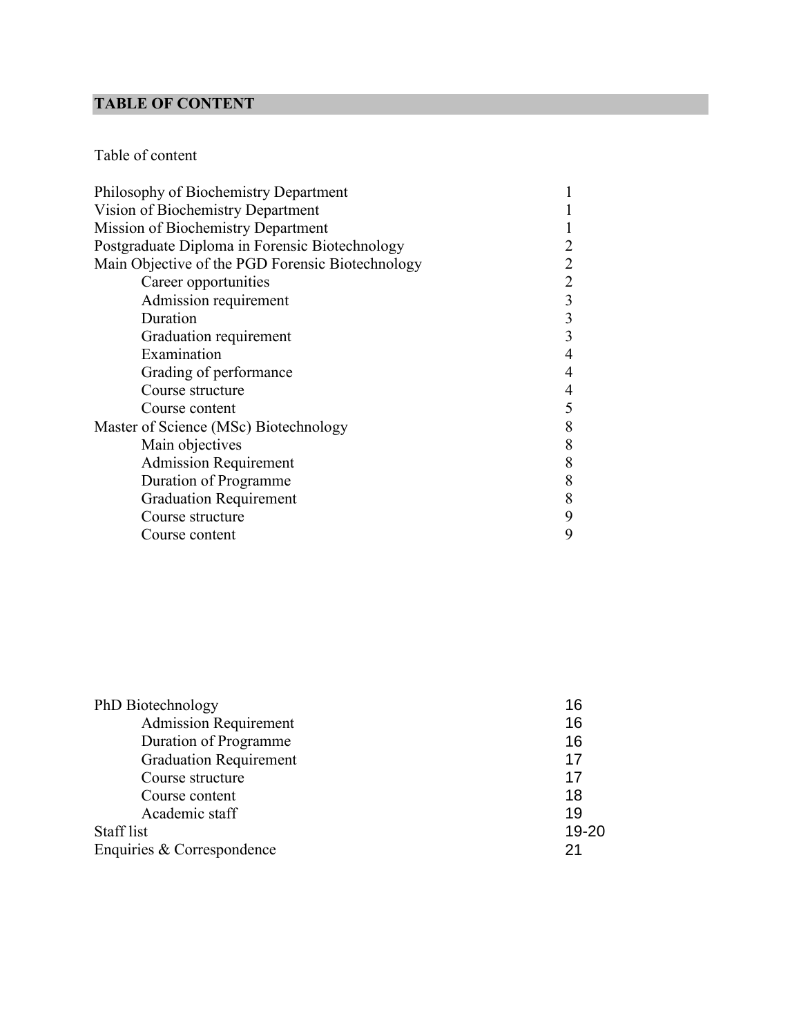## TABLE OF CONTENT

Table of content

| | |
|---|---|
| Philosophy of Biochemistry Department | 1 |
| Vision of Biochemistry Department | 1 |
| Mission of Biochemistry Department | 1 |
| Postgraduate Diploma in Forensic Biotechnology | 2 |
| Main Objective of the PGD Forensic Biotechnology | 2 |
| Career opportunities | 2 |
| Admission requirement | 3 |
| Duration | 3 |
| Graduation requirement | 3 |
| Examination | 4 |
| Grading of performance | 4 |
| Course structure | 4 |
| Course content | 5 |
| Master of Science (MSc) Biotechnology | 8 |
| Main objectives | 8 |
| Admission Requirement | 8 |
| Duration of Programme | 8 |
| Graduation Requirement | 8 |
| Course structure | 9 |
| Course content | 9 |
| PhD Biotechnology | 16 |
| Admission Requirement | 16 |
| Duration of Programme | 16 |
| Graduation Requirement | 17 |
| Course structure | 17 |
| Course content | 18 |
| Academic staff | 19 |
| Staff list | 19-20 |
| Enquiries & Correspondence | 21 |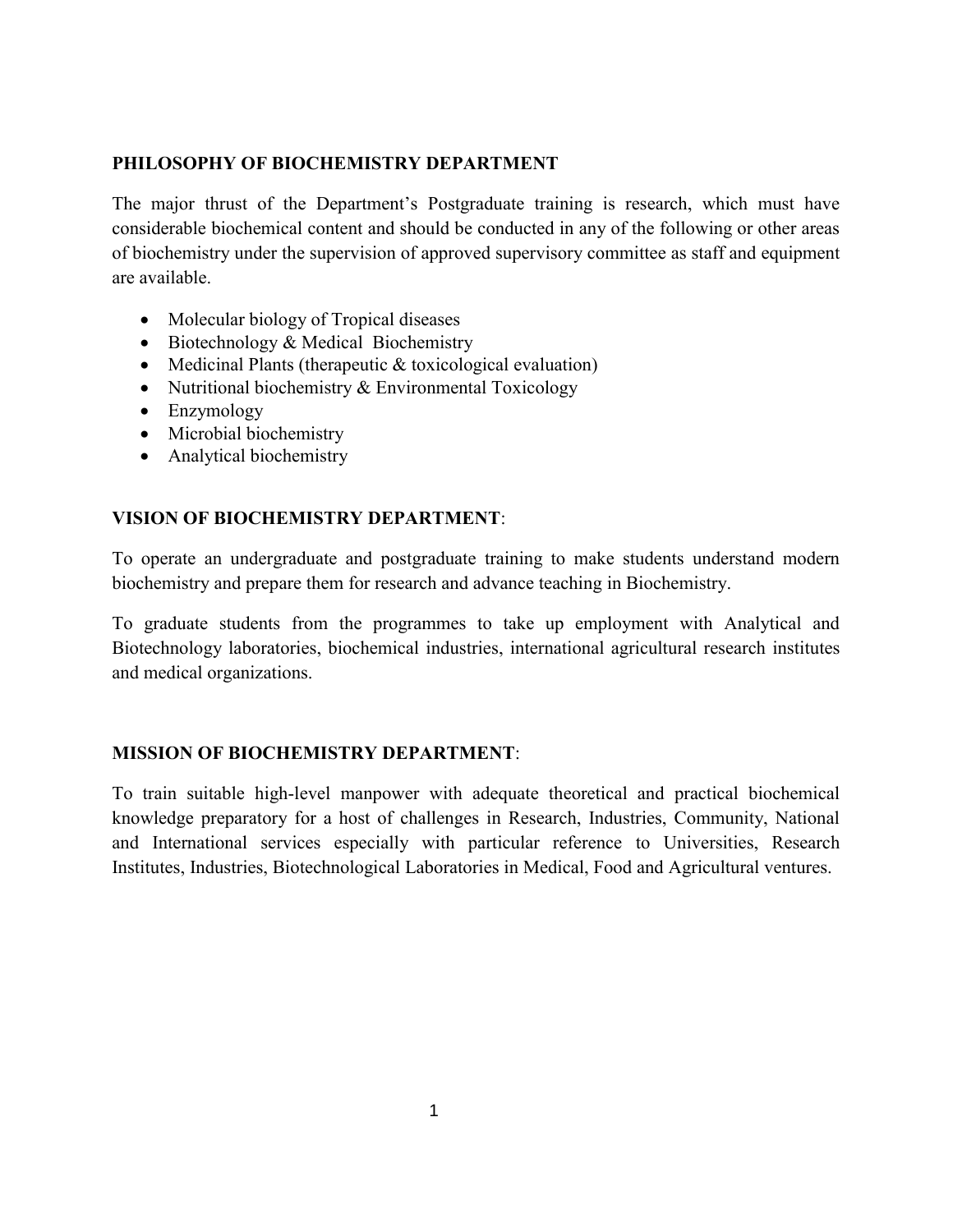## PHILOSOPHY OF BIOCHEMISTRY DEPARTMENT

The major thrust of the Department's Postgraduate training is research, which must have considerable biochemical content and should be conducted in any of the following or other areas of biochemistry under the supervision of approved supervisory committee as staff and equipment are available.

- Molecular biology of Tropical diseases
- Biotechnology & Medical Biochemistry
- Medicinal Plants (therapeutic & toxicological evaluation)
- Nutritional biochemistry & Environmental Toxicology
- Enzymology
- Microbial biochemistry
- Analytical biochemistry

## VISION OF BIOCHEMISTRY DEPARTMENT:

To operate an undergraduate and postgraduate training to make students understand modern biochemistry and prepare them for research and advance teaching in Biochemistry.

To graduate students from the programmes to take up employment with Analytical and Biotechnology laboratories, biochemical industries, international agricultural research institutes and medical organizations.

## MISSION OF BIOCHEMISTRY DEPARTMENT:

To train suitable high-level manpower with adequate theoretical and practical biochemical knowledge preparatory for a host of challenges in Research, Industries, Community, National and International services especially with particular reference to Universities, Research Institutes, Industries, Biotechnological Laboratories in Medical, Food and Agricultural ventures.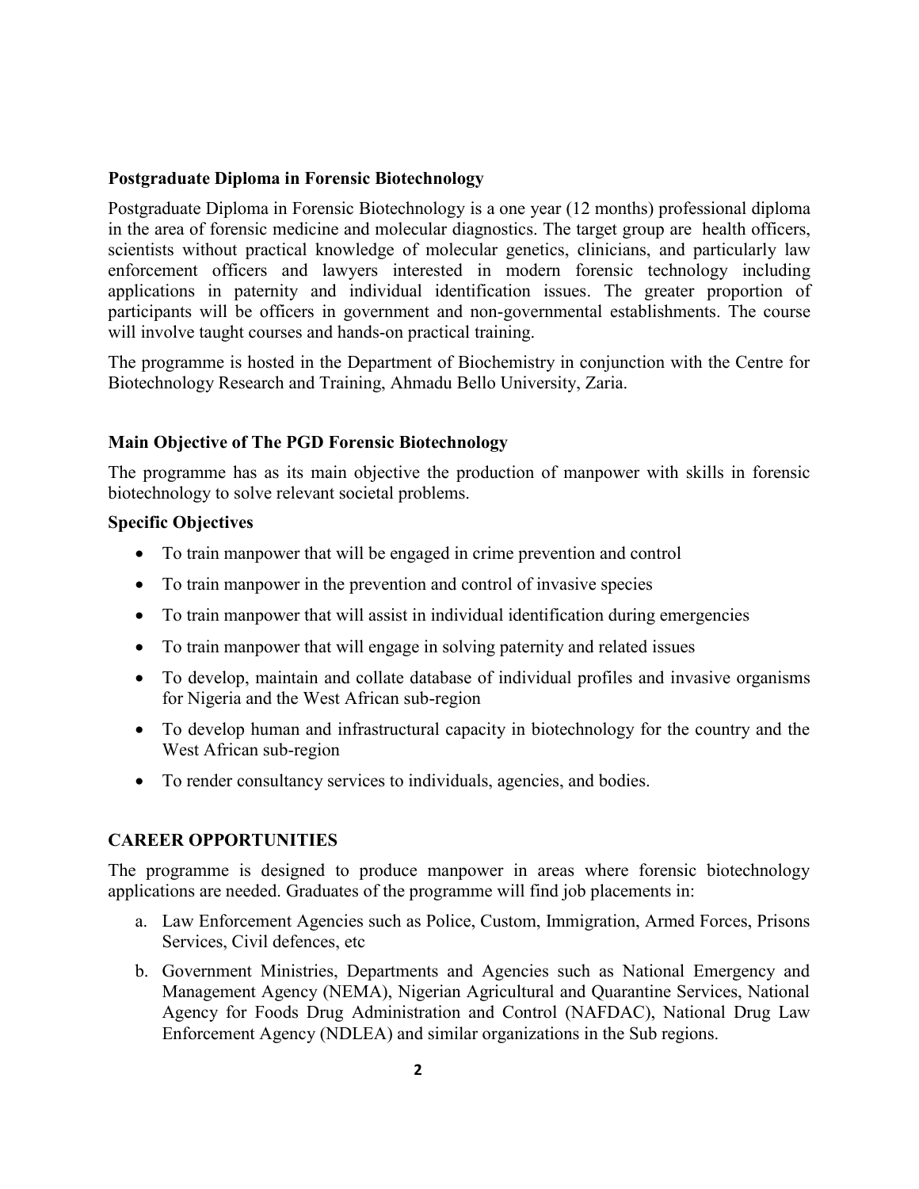## Postgraduate Diploma in Forensic Biotechnology

Postgraduate Diploma in Forensic Biotechnology is a one year (12 months) professional diploma in the area of forensic medicine and molecular diagnostics. The target group are health officers, scientists without practical knowledge of molecular genetics, clinicians, and particularly law enforcement officers and lawyers interested in modern forensic technology including applications in paternity and individual identification issues. The greater proportion of participants will be officers in government and non-governmental establishments. The course will involve taught courses and hands-on practical training.

The programme is hosted in the Department of Biochemistry in conjunction with the Centre for Biotechnology Research and Training, Ahmadu Bello University, Zaria.

## Main Objective of The PGD Forensic Biotechnology

The programme has as its main objective the production of manpower with skills in forensic biotechnology to solve relevant societal problems.

### Specific Objectives

- To train manpower that will be engaged in crime prevention and control
- To train manpower in the prevention and control of invasive species
- To train manpower that will assist in individual identification during emergencies
- To train manpower that will engage in solving paternity and related issues
- To develop, maintain and collate database of individual profiles and invasive organisms for Nigeria and the West African sub-region
- To develop human and infrastructural capacity in biotechnology for the country and the West African sub-region
- To render consultancy services to individuals, agencies, and bodies.

## CAREER OPPORTUNITIES

The programme is designed to produce manpower in areas where forensic biotechnology applications are needed. Graduates of the programme will find job placements in:

a. Law Enforcement Agencies such as Police, Custom, Immigration, Armed Forces, Prisons Services, Civil defences, etc
b. Government Ministries, Departments and Agencies such as National Emergency and Management Agency (NEMA), Nigerian Agricultural and Quarantine Services, National Agency for Foods Drug Administration and Control (NAFDAC), National Drug Law Enforcement Agency (NDLEA) and similar organizations in the Sub regions.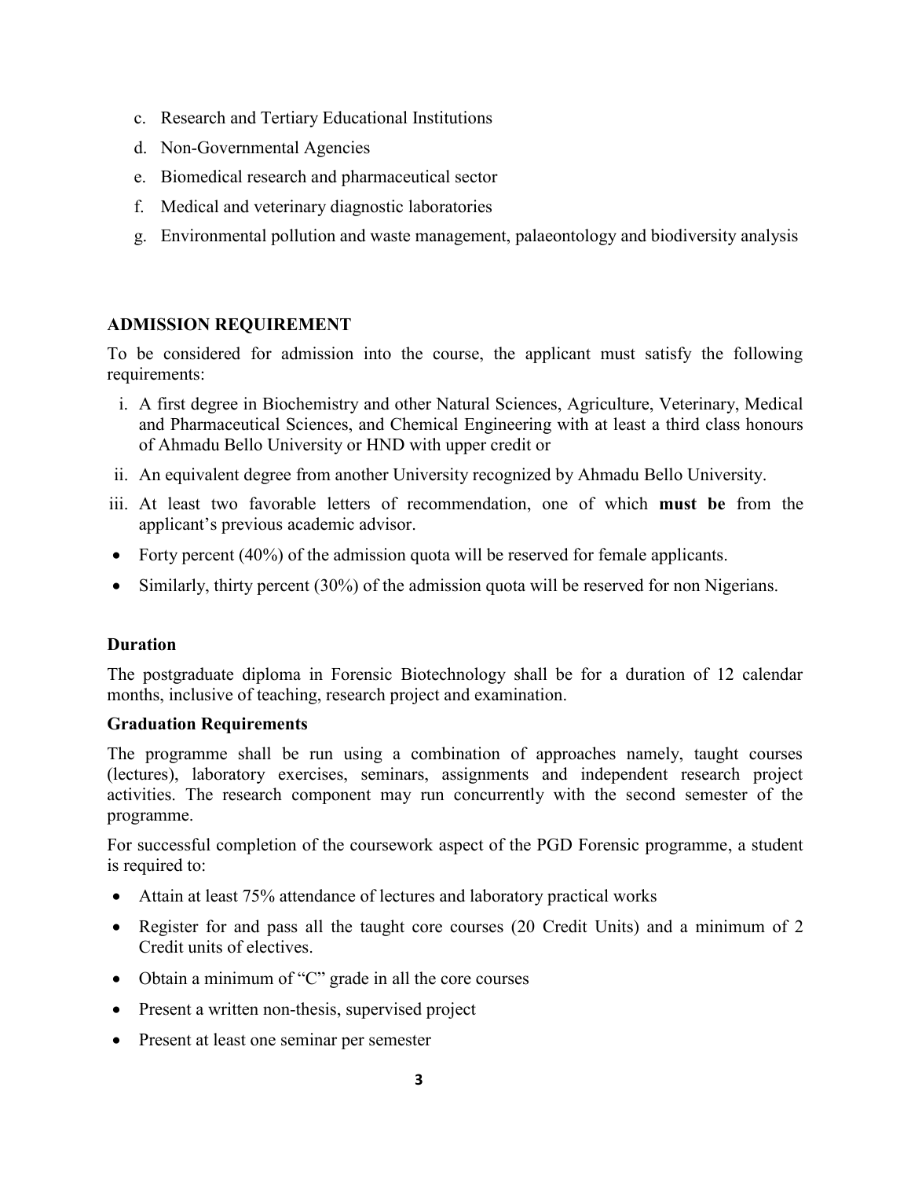c. Research and Tertiary Educational Institutions
d. Non-Governmental Agencies
e. Biomedical research and pharmaceutical sector
f. Medical and veterinary diagnostic laboratories
g. Environmental pollution and waste management, palaeontology and biodiversity analysis

## ADMISSION REQUIREMENT

To be considered for admission into the course, the applicant must satisfy the following requirements:

i. A first degree in Biochemistry and other Natural Sciences, Agriculture, Veterinary, Medical and Pharmaceutical Sciences, and Chemical Engineering with at least a third class honours of Ahmadu Bello University or HND with upper credit or
ii. An equivalent degree from another University recognized by Ahmadu Bello University.
iii. At least two favorable letters of recommendation, one of which **must be** from the applicant's previous academic advisor.

- Forty percent (40%) of the admission quota will be reserved for female applicants.
- Similarly, thirty percent (30%) of the admission quota will be reserved for non Nigerians.

### Duration

The postgraduate diploma in Forensic Biotechnology shall be for a duration of 12 calendar months, inclusive of teaching, research project and examination.

### Graduation Requirements

The programme shall be run using a combination of approaches namely, taught courses (lectures), laboratory exercises, seminars, assignments and independent research project activities. The research component may run concurrently with the second semester of the programme.

For successful completion of the coursework aspect of the PGD Forensic programme, a student is required to:

- Attain at least 75% attendance of lectures and laboratory practical works
- Register for and pass all the taught core courses (20 Credit Units) and a minimum of 2 Credit units of electives.
- Obtain a minimum of "C" grade in all the core courses
- Present a written non-thesis, supervised project
- Present at least one seminar per semester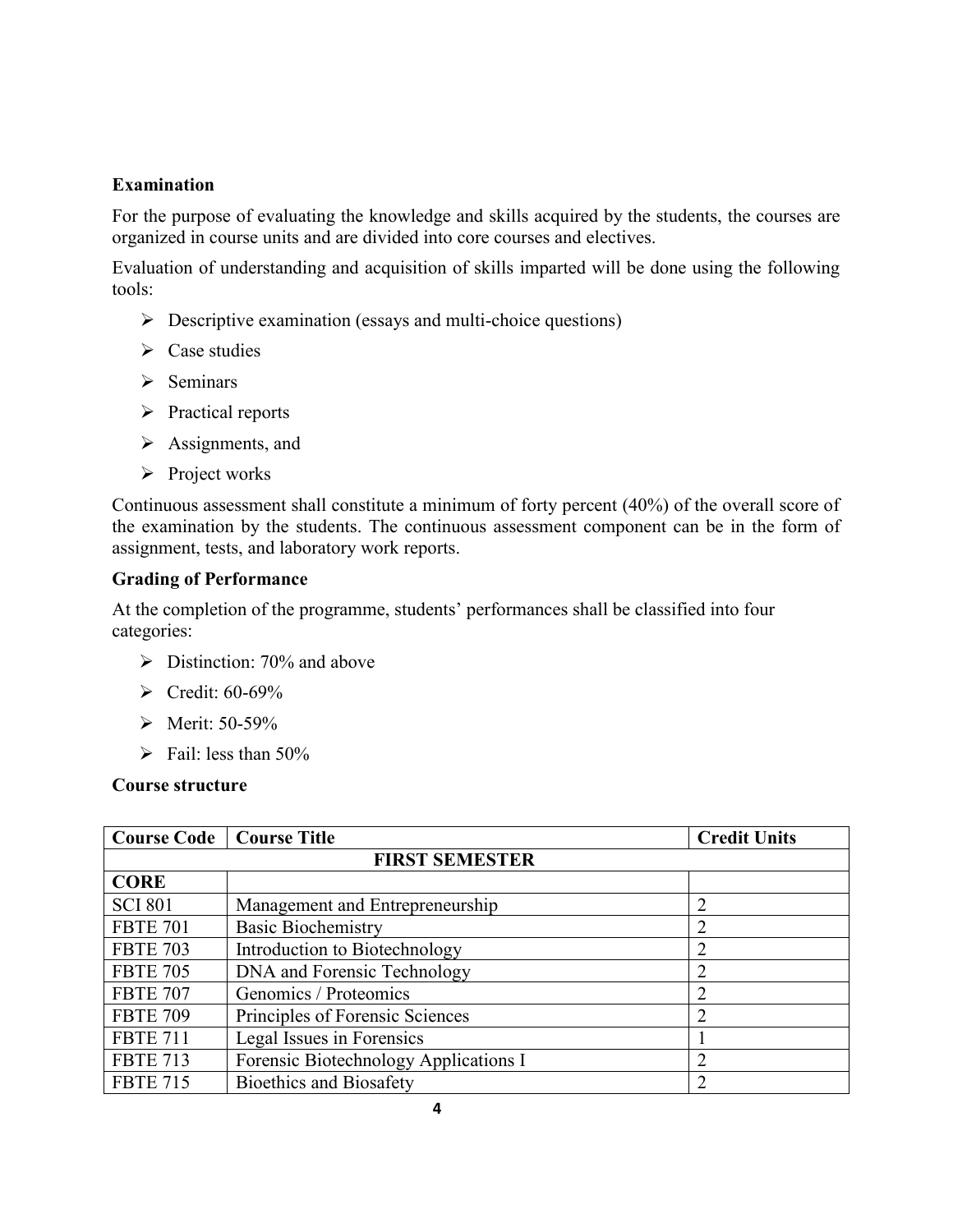**Examination**

For the purpose of evaluating the knowledge and skills acquired by the students, the courses are organized in course units and are divided into core courses and electives.

Evaluation of understanding and acquisition of skills imparted will be done using the following tools:

- Descriptive examination (essays and multi-choice questions)
- Case studies
- Seminars
- Practical reports
- Assignments, and
- Project works

Continuous assessment shall constitute a minimum of forty percent (40%) of the overall score of the examination by the students. The continuous assessment component can be in the form of assignment, tests, and laboratory work reports.

**Grading of Performance**

At the completion of the programme, students' performances shall be classified into four categories:

- Distinction: 70% and above
- Credit: 60-69%
- Merit: 50-59%
- Fail: less than 50%

**Course structure**

| Course Code | Course Title | Credit Units |
|---|---|---|
| | **FIRST SEMESTER** | |
| **CORE** | | |
| SCI 801 | Management and Entrepreneurship | 2 |
| FBTE 701 | Basic Biochemistry | 2 |
| FBTE 703 | Introduction to Biotechnology | 2 |
| FBTE 705 | DNA and Forensic Technology | 2 |
| FBTE 707 | Genomics / Proteomics | 2 |
| FBTE 709 | Principles of Forensic Sciences | 2 |
| FBTE 711 | Legal Issues in Forensics | 1 |
| FBTE 713 | Forensic Biotechnology Applications I | 2 |
| FBTE 715 | Bioethics and Biosafety | 2 |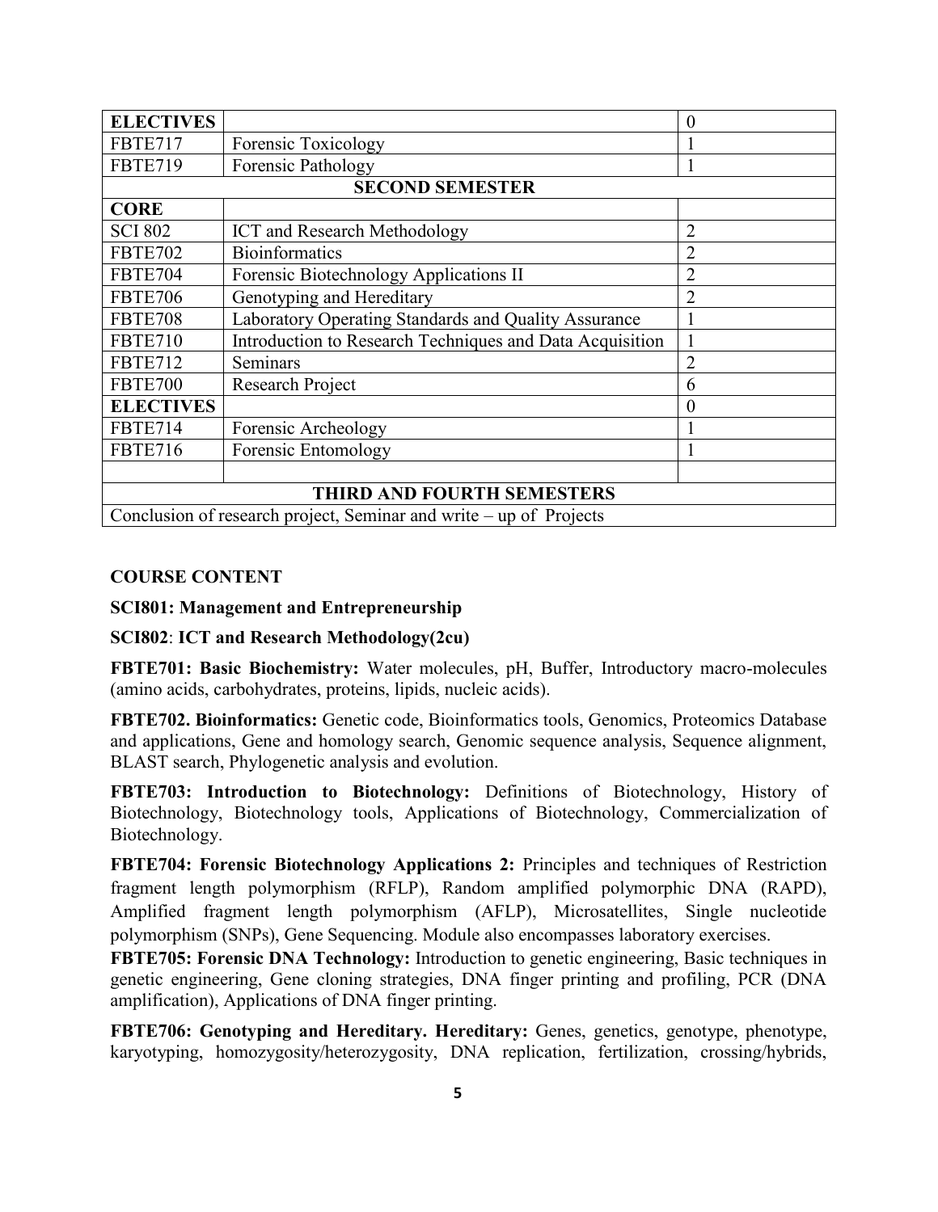| ELECTIVES | | 0 |
|---|---|---|
| FBTE717 | Forensic Toxicology | 1 |
| FBTE719 | Forensic Pathology | 1 |
| **SECOND SEMESTER** | | |
| **CORE** | | |
| SCI 802 | ICT and Research Methodology | 2 |
| FBTE702 | Bioinformatics | 2 |
| FBTE704 | Forensic Biotechnology Applications II | 2 |
| FBTE706 | Genotyping and Hereditary | 2 |
| FBTE708 | Laboratory Operating Standards and Quality Assurance | 1 |
| FBTE710 | Introduction to Research Techniques and Data Acquisition | 1 |
| FBTE712 | Seminars | 2 |
| FBTE700 | Research Project | 6 |
| **ELECTIVES** | | 0 |
| FBTE714 | Forensic Archeology | 1 |
| FBTE716 | Forensic Entomology | 1 |
| | | |
| **THIRD AND FOURTH SEMESTERS** | | |
| Conclusion of research project, Seminar and write – up of Projects | | |

**COURSE CONTENT**

**SCI801: Management and Entrepreneurship**

**SCI802**: **ICT and Research Methodology(2cu)**

**FBTE701: Basic Biochemistry:** Water molecules, pH, Buffer, Introductory macro-molecules (amino acids, carbohydrates, proteins, lipids, nucleic acids).

**FBTE702. Bioinformatics:** Genetic code, Bioinformatics tools, Genomics, Proteomics Database and applications, Gene and homology search, Genomic sequence analysis, Sequence alignment, BLAST search, Phylogenetic analysis and evolution.

**FBTE703: Introduction to Biotechnology:** Definitions of Biotechnology, History of Biotechnology, Biotechnology tools, Applications of Biotechnology, Commercialization of Biotechnology.

**FBTE704: Forensic Biotechnology Applications 2:** Principles and techniques of Restriction fragment length polymorphism (RFLP), Random amplified polymorphic DNA (RAPD), Amplified fragment length polymorphism (AFLP), Microsatellites, Single nucleotide polymorphism (SNPs), Gene Sequencing. Module also encompasses laboratory exercises.

**FBTE705: Forensic DNA Technology:** Introduction to genetic engineering, Basic techniques in genetic engineering, Gene cloning strategies, DNA finger printing and profiling, PCR (DNA amplification), Applications of DNA finger printing.

**FBTE706: Genotyping and Hereditary. Hereditary:** Genes, genetics, genotype, phenotype, karyotyping, homozygosity/heterozygosity, DNA replication, fertilization, crossing/hybrids,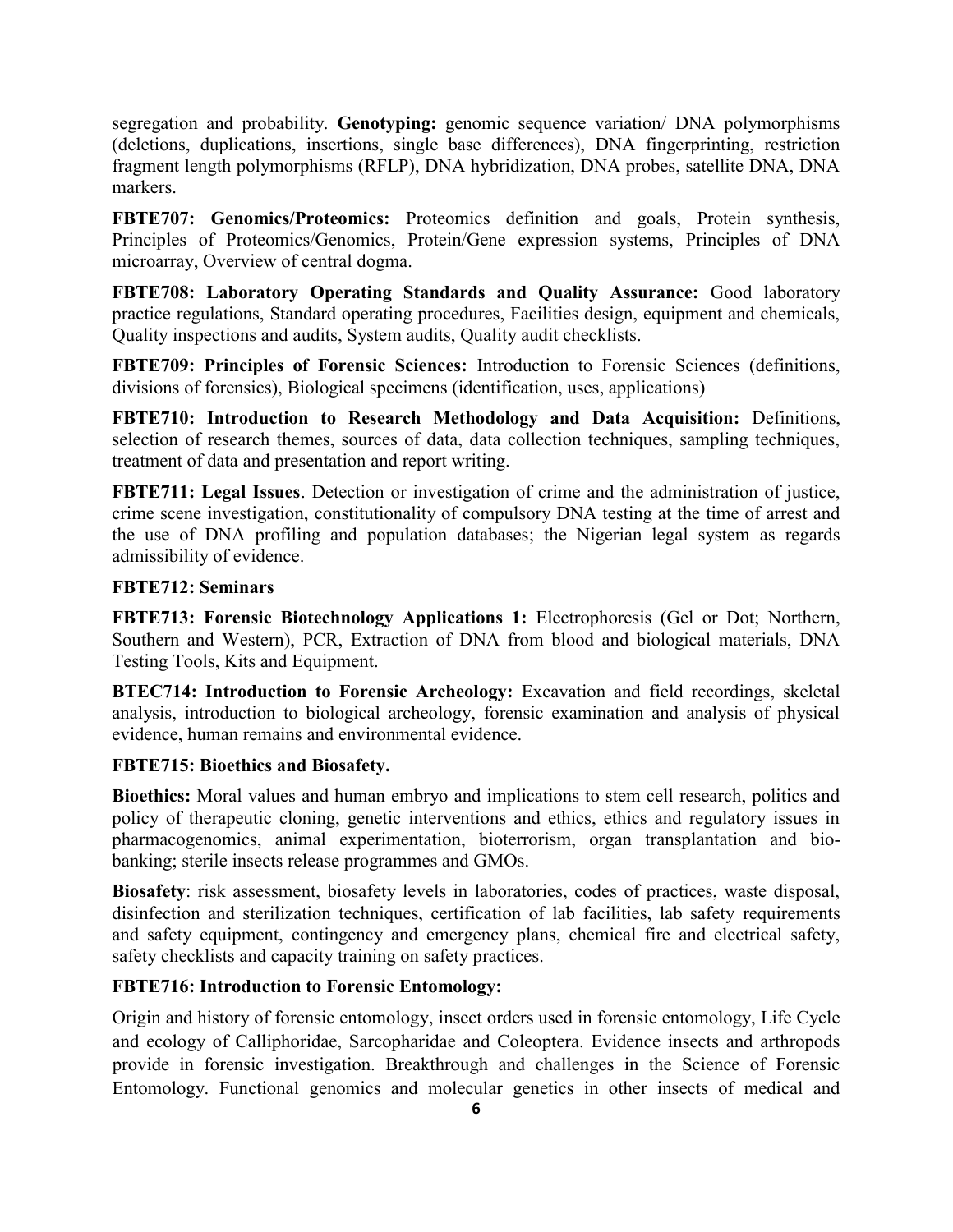segregation and probability. **Genotyping:** genomic sequence variation/ DNA polymorphisms (deletions, duplications, insertions, single base differences), DNA fingerprinting, restriction fragment length polymorphisms (RFLP), DNA hybridization, DNA probes, satellite DNA, DNA markers.

**FBTE707: Genomics/Proteomics:** Proteomics definition and goals, Protein synthesis, Principles of Proteomics/Genomics, Protein/Gene expression systems, Principles of DNA microarray, Overview of central dogma.

**FBTE708: Laboratory Operating Standards and Quality Assurance:** Good laboratory practice regulations, Standard operating procedures, Facilities design, equipment and chemicals, Quality inspections and audits, System audits, Quality audit checklists.

**FBTE709: Principles of Forensic Sciences:** Introduction to Forensic Sciences (definitions, divisions of forensics), Biological specimens (identification, uses, applications)

**FBTE710: Introduction to Research Methodology and Data Acquisition:** Definitions, selection of research themes, sources of data, data collection techniques, sampling techniques, treatment of data and presentation and report writing.

**FBTE711: Legal Issues**. Detection or investigation of crime and the administration of justice, crime scene investigation, constitutionality of compulsory DNA testing at the time of arrest and the use of DNA profiling and population databases; the Nigerian legal system as regards admissibility of evidence.

**FBTE712: Seminars**

**FBTE713: Forensic Biotechnology Applications 1:** Electrophoresis (Gel or Dot; Northern, Southern and Western), PCR, Extraction of DNA from blood and biological materials, DNA Testing Tools, Kits and Equipment.

**BTEC714: Introduction to Forensic Archeology:** Excavation and field recordings, skeletal analysis, introduction to biological archeology, forensic examination and analysis of physical evidence, human remains and environmental evidence.

**FBTE715: Bioethics and Biosafety.**

**Bioethics:** Moral values and human embryo and implications to stem cell research, politics and policy of therapeutic cloning, genetic interventions and ethics, ethics and regulatory issues in pharmacogenomics, animal experimentation, bioterrorism, organ transplantation and bio-banking; sterile insects release programmes and GMOs.

**Biosafety**: risk assessment, biosafety levels in laboratories, codes of practices, waste disposal, disinfection and sterilization techniques, certification of lab facilities, lab safety requirements and safety equipment, contingency and emergency plans, chemical fire and electrical safety, safety checklists and capacity training on safety practices.

**FBTE716: Introduction to Forensic Entomology:**

Origin and history of forensic entomology, insect orders used in forensic entomology, Life Cycle and ecology of Calliphoridae, Sarcopharidae and Coleoptera. Evidence insects and arthropods provide in forensic investigation. Breakthrough and challenges in the Science of Forensic Entomology. Functional genomics and molecular genetics in other insects of medical and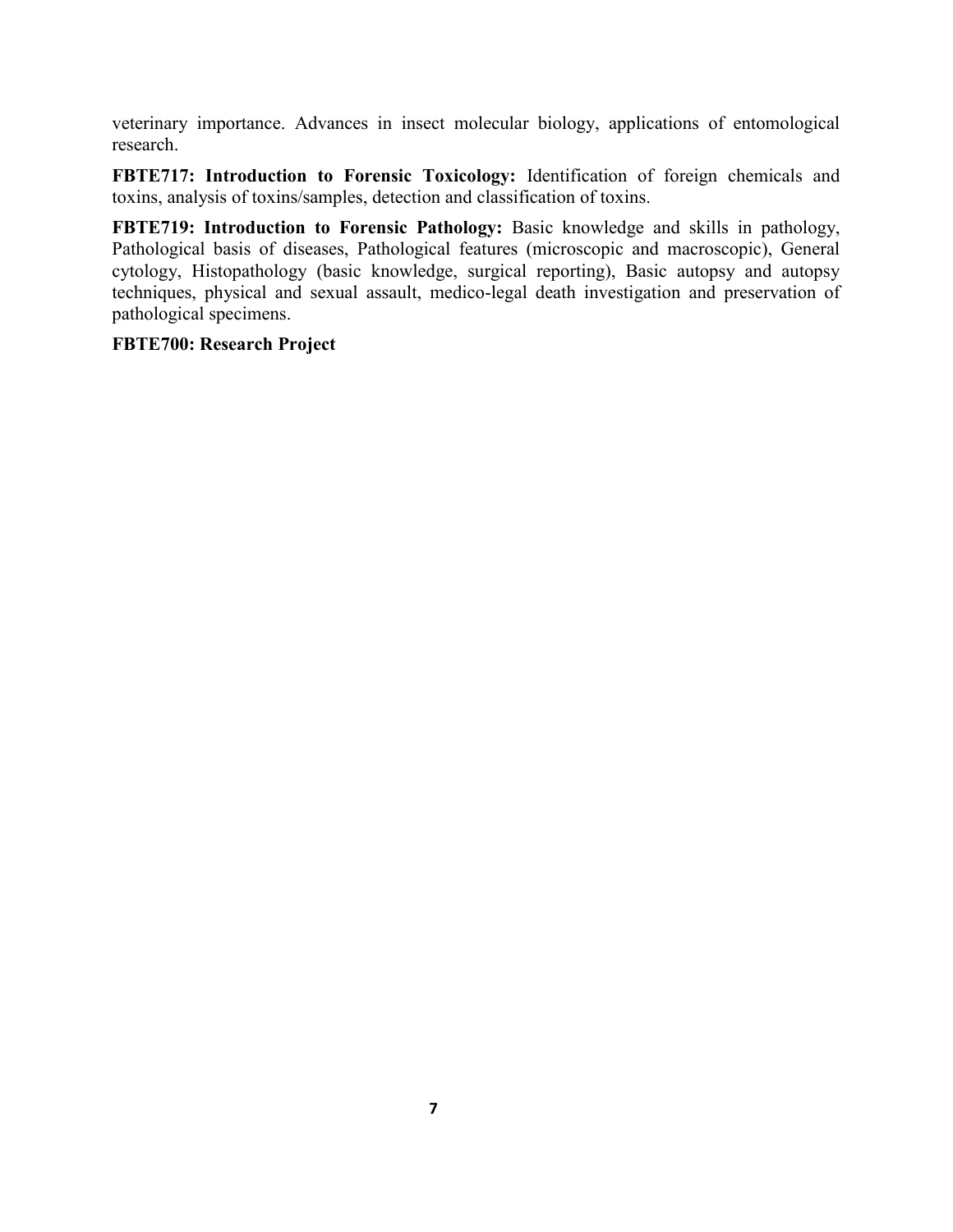veterinary importance. Advances in insect molecular biology, applications of entomological research.

**FBTE717: Introduction to Forensic Toxicology:** Identification of foreign chemicals and toxins, analysis of toxins/samples, detection and classification of toxins.

**FBTE719: Introduction to Forensic Pathology:** Basic knowledge and skills in pathology, Pathological basis of diseases, Pathological features (microscopic and macroscopic), General cytology, Histopathology (basic knowledge, surgical reporting), Basic autopsy and autopsy techniques, physical and sexual assault, medico-legal death investigation and preservation of pathological specimens.

**FBTE700: Research Project**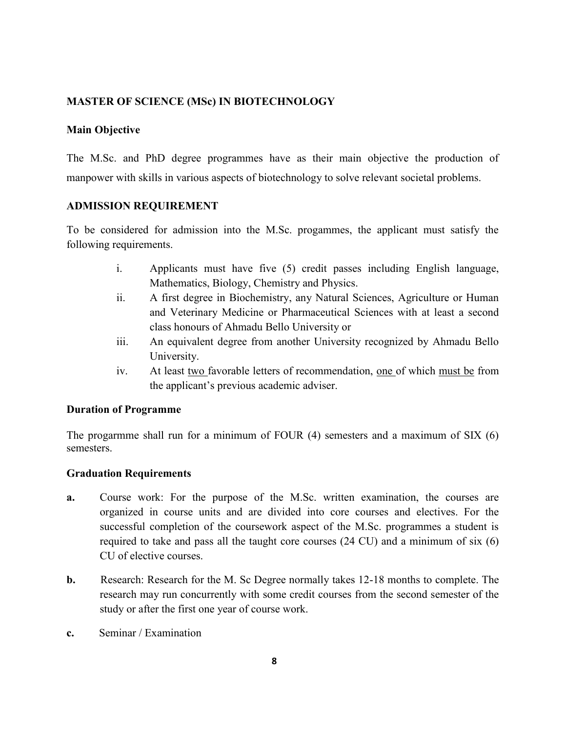## MASTER OF SCIENCE (MSc) IN BIOTECHNOLOGY

### Main Objective

The M.Sc. and PhD degree programmes have as their main objective the production of manpower with skills in various aspects of biotechnology to solve relevant societal problems.

### ADMISSION REQUIREMENT

To be considered for admission into the M.Sc. progammes, the applicant must satisfy the following requirements.

i. Applicants must have five (5) credit passes including English language, Mathematics, Biology, Chemistry and Physics.
ii. A first degree in Biochemistry, any Natural Sciences, Agriculture or Human and Veterinary Medicine or Pharmaceutical Sciences with at least a second class honours of Ahmadu Bello University or
iii. An equivalent degree from another University recognized by Ahmadu Bello University.
iv. At least two favorable letters of recommendation, one of which must be from the applicant's previous academic adviser.

### Duration of Programme

The progarmme shall run for a minimum of FOUR (4) semesters and a maximum of SIX (6) semesters.

### Graduation Requirements

**a.** Course work: For the purpose of the M.Sc. written examination, the courses are organized in course units and are divided into core courses and electives. For the successful completion of the coursework aspect of the M.Sc. programmes a student is required to take and pass all the taught core courses (24 CU) and a minimum of six (6) CU of elective courses.

**b.** Research: Research for the M. Sc Degree normally takes 12-18 months to complete. The research may run concurrently with some credit courses from the second semester of the study or after the first one year of course work.

**c.** Seminar / Examination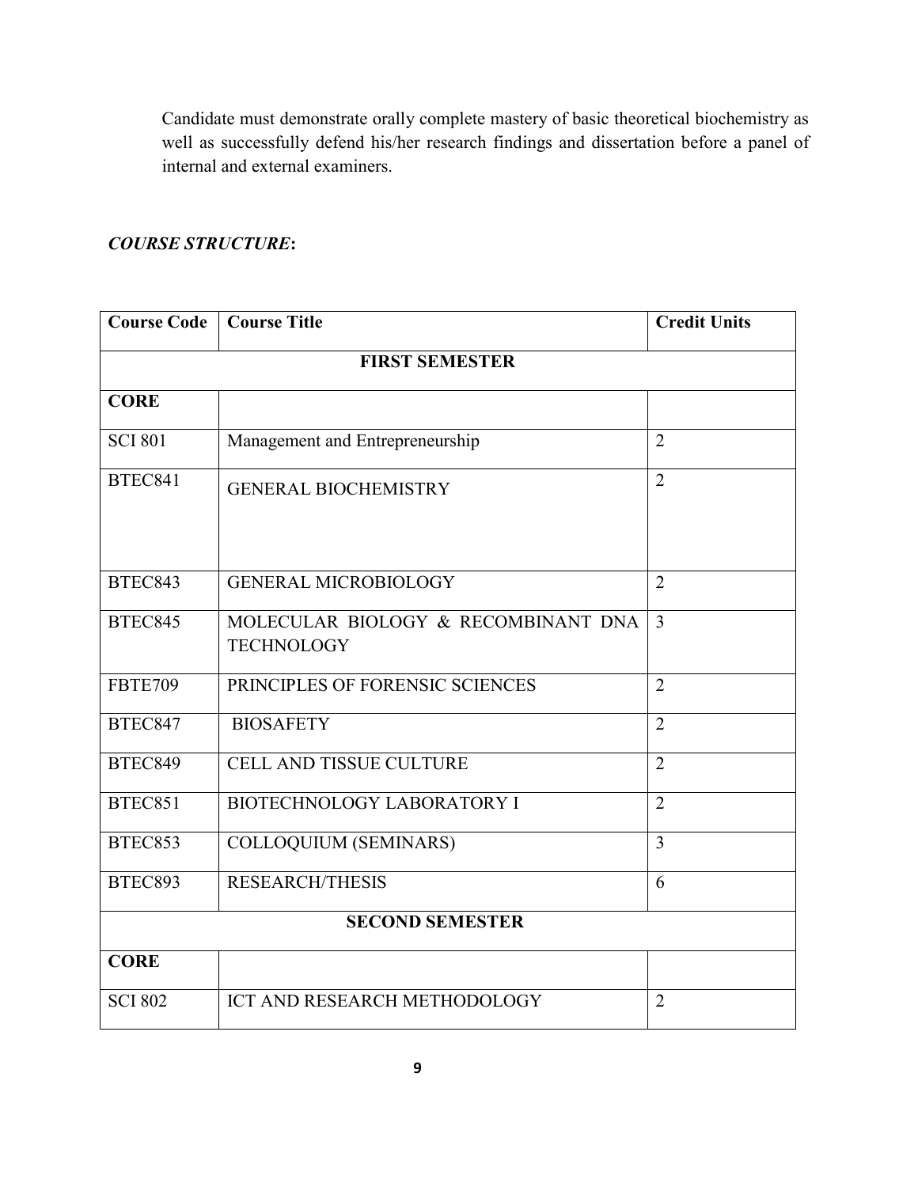Candidate must demonstrate orally complete mastery of basic theoretical biochemistry as well as successfully defend his/her research findings and dissertation before a panel of internal and external examiners.

***COURSE STRUCTURE*:**

| Course Code | Course Title | Credit Units |
|---|---|---|
| **FIRST SEMESTER** | | |
| **CORE** | | |
| SCI 801 | Management and Entrepreneurship | 2 |
| BTEC841 | GENERAL BIOCHEMISTRY | 2 |
| BTEC843 | GENERAL MICROBIOLOGY | 2 |
| BTEC845 | MOLECULAR BIOLOGY & RECOMBINANT DNA TECHNOLOGY | 3 |
| FBTE709 | PRINCIPLES OF FORENSIC SCIENCES | 2 |
| BTEC847 | BIOSAFETY | 2 |
| BTEC849 | CELL AND TISSUE CULTURE | 2 |
| BTEC851 | BIOTECHNOLOGY LABORATORY I | 2 |
| BTEC853 | COLLOQUIUM (SEMINARS) | 3 |
| BTEC893 | RESEARCH/THESIS | 6 |
| **SECOND SEMESTER** | | |
| **CORE** | | |
| SCI 802 | ICT AND RESEARCH METHODOLOGY | 2 |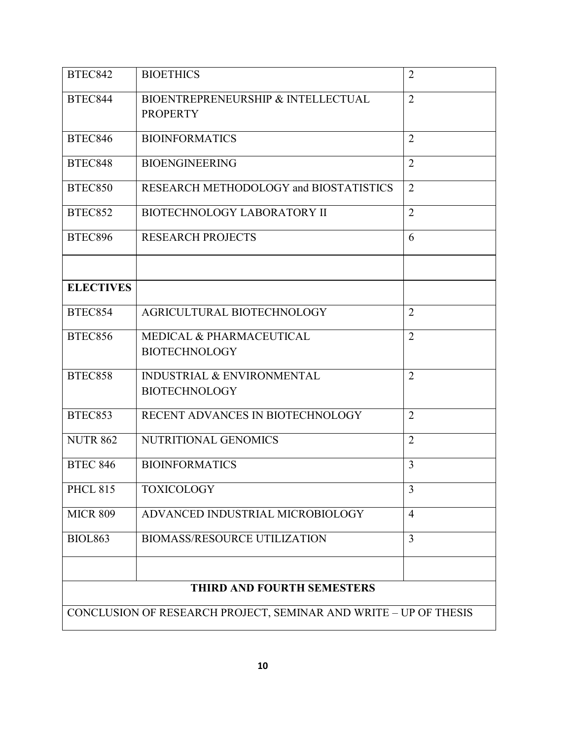| BTEC842 | BIOETHICS | 2 |
|---|---|---|
| BTEC844 | BIOENTREPRENEURSHIP & INTELLECTUAL PROPERTY | 2 |
| BTEC846 | BIOINFORMATICS | 2 |
| BTEC848 | BIOENGINEERING | 2 |
| BTEC850 | RESEARCH METHODOLOGY and BIOSTATISTICS | 2 |
| BTEC852 | BIOTECHNOLOGY LABORATORY II | 2 |
| BTEC896 | RESEARCH PROJECTS | 6 |
| | | |
| **ELECTIVES** | | |
| BTEC854 | AGRICULTURAL BIOTECHNOLOGY | 2 |
| BTEC856 | MEDICAL & PHARMACEUTICAL BIOTECHNOLOGY | 2 |
| BTEC858 | INDUSTRIAL & ENVIRONMENTAL BIOTECHNOLOGY | 2 |
| BTEC853 | RECENT ADVANCES IN BIOTECHNOLOGY | 2 |
| NUTR 862 | NUTRITIONAL GENOMICS | 2 |
| BTEC 846 | BIOINFORMATICS | 3 |
| PHCL 815 | TOXICOLOGY | 3 |
| MICR 809 | ADVANCED INDUSTRIAL MICROBIOLOGY | 4 |
| BIOL863 | BIOMASS/RESOURCE UTILIZATION | 3 |
| | | |
| **THIRD AND FOURTH SEMESTERS** | | |
| CONCLUSION OF RESEARCH PROJECT, SEMINAR AND WRITE – UP OF THESIS | | |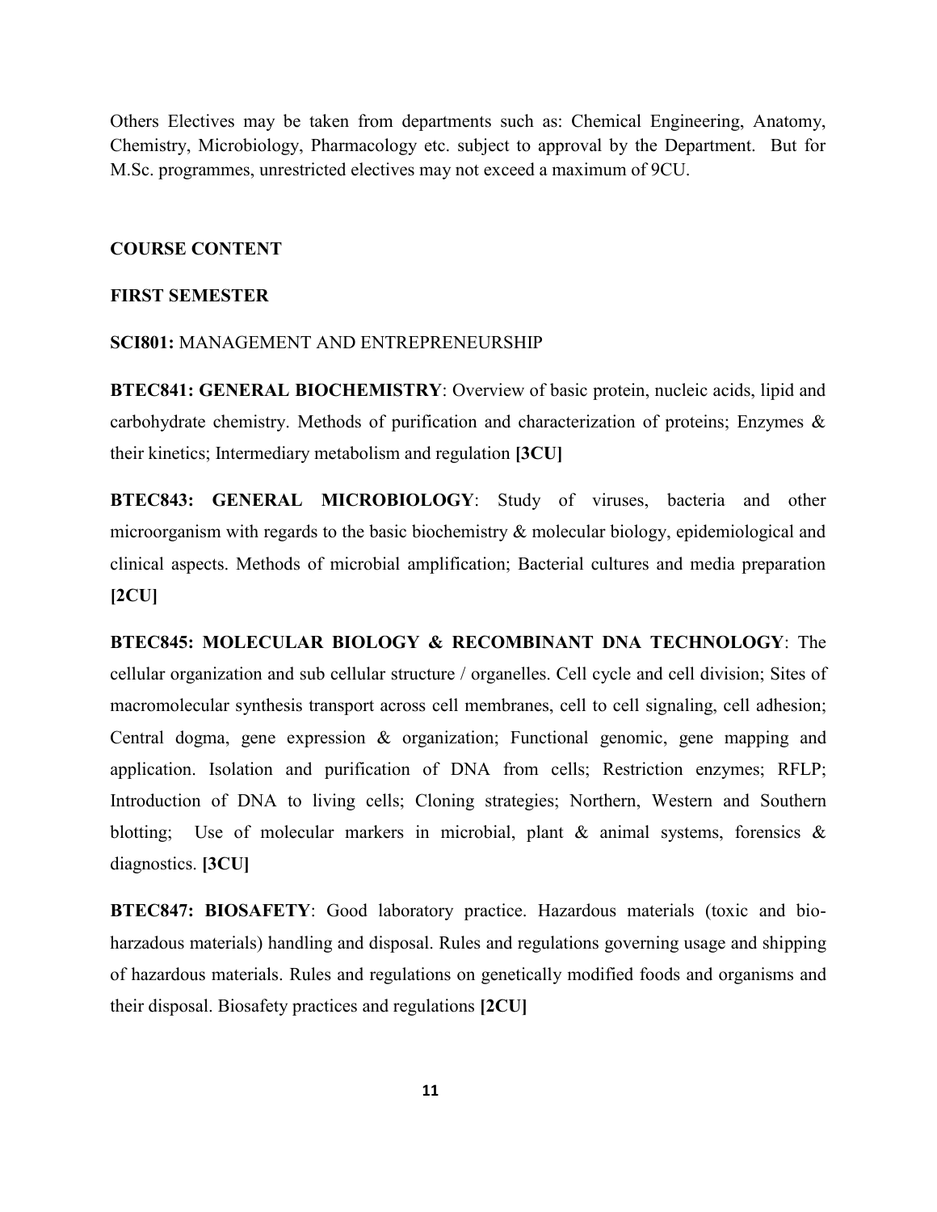Others Electives may be taken from departments such as: Chemical Engineering, Anatomy, Chemistry, Microbiology, Pharmacology etc. subject to approval by the Department. But for M.Sc. programmes, unrestricted electives may not exceed a maximum of 9CU.

## COURSE CONTENT

### FIRST SEMESTER

**SCI801:** MANAGEMENT AND ENTREPRENEURSHIP

**BTEC841: GENERAL BIOCHEMISTRY**: Overview of basic protein, nucleic acids, lipid and carbohydrate chemistry. Methods of purification and characterization of proteins; Enzymes & their kinetics; Intermediary metabolism and regulation **[3CU]**

**BTEC843: GENERAL MICROBIOLOGY**: Study of viruses, bacteria and other microorganism with regards to the basic biochemistry & molecular biology, epidemiological and clinical aspects. Methods of microbial amplification; Bacterial cultures and media preparation **[2CU]**

**BTEC845: MOLECULAR BIOLOGY & RECOMBINANT DNA TECHNOLOGY**: The cellular organization and sub cellular structure / organelles. Cell cycle and cell division; Sites of macromolecular synthesis transport across cell membranes, cell to cell signaling, cell adhesion; Central dogma, gene expression & organization; Functional genomic, gene mapping and application. Isolation and purification of DNA from cells; Restriction enzymes; RFLP; Introduction of DNA to living cells; Cloning strategies; Northern, Western and Southern blotting; Use of molecular markers in microbial, plant & animal systems, forensics & diagnostics. **[3CU]**

**BTEC847: BIOSAFETY**: Good laboratory practice. Hazardous materials (toxic and bio-harzadous materials) handling and disposal. Rules and regulations governing usage and shipping of hazardous materials. Rules and regulations on genetically modified foods and organisms and their disposal. Biosafety practices and regulations **[2CU]**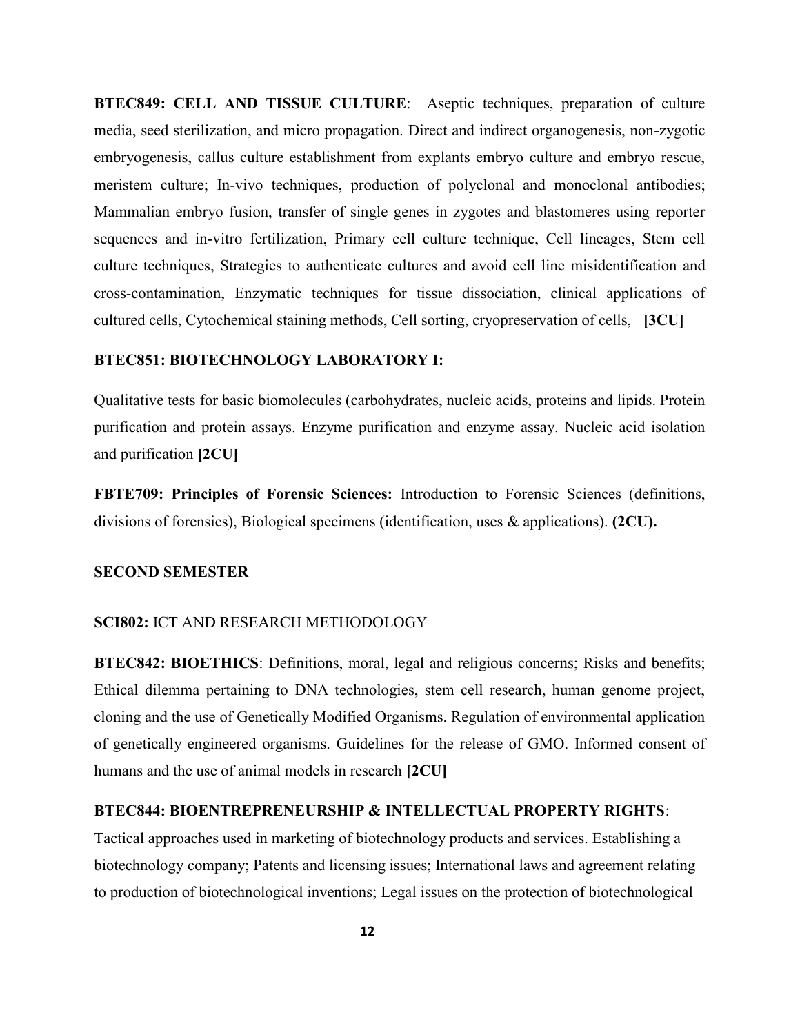**BTEC849: CELL AND TISSUE CULTURE**: Aseptic techniques, preparation of culture media, seed sterilization, and micro propagation. Direct and indirect organogenesis, non-zygotic embryogenesis, callus culture establishment from explants embryo culture and embryo rescue, meristem culture; In-vivo techniques, production of polyclonal and monoclonal antibodies; Mammalian embryo fusion, transfer of single genes in zygotes and blastomeres using reporter sequences and in-vitro fertilization, Primary cell culture technique, Cell lineages, Stem cell culture techniques, Strategies to authenticate cultures and avoid cell line misidentification and cross-contamination, Enzymatic techniques for tissue dissociation, clinical applications of cultured cells, Cytochemical staining methods, Cell sorting, cryopreservation of cells, **[3CU]**

**BTEC851: BIOTECHNOLOGY LABORATORY I:**

Qualitative tests for basic biomolecules (carbohydrates, nucleic acids, proteins and lipids. Protein purification and protein assays. Enzyme purification and enzyme assay. Nucleic acid isolation and purification **[2CU]**

**FBTE709: Principles of Forensic Sciences:** Introduction to Forensic Sciences (definitions, divisions of forensics), Biological specimens (identification, uses & applications). **(2CU).**

**SECOND SEMESTER**

**SCI802:** ICT AND RESEARCH METHODOLOGY

**BTEC842: BIOETHICS**: Definitions, moral, legal and religious concerns; Risks and benefits; Ethical dilemma pertaining to DNA technologies, stem cell research, human genome project, cloning and the use of Genetically Modified Organisms. Regulation of environmental application of genetically engineered organisms. Guidelines for the release of GMO. Informed consent of humans and the use of animal models in research **[2CU]**

**BTEC844: BIOENTREPRENEURSHIP & INTELLECTUAL PROPERTY RIGHTS**:

Tactical approaches used in marketing of biotechnology products and services. Establishing a biotechnology company; Patents and licensing issues; International laws and agreement relating to production of biotechnological inventions; Legal issues on the protection of biotechnological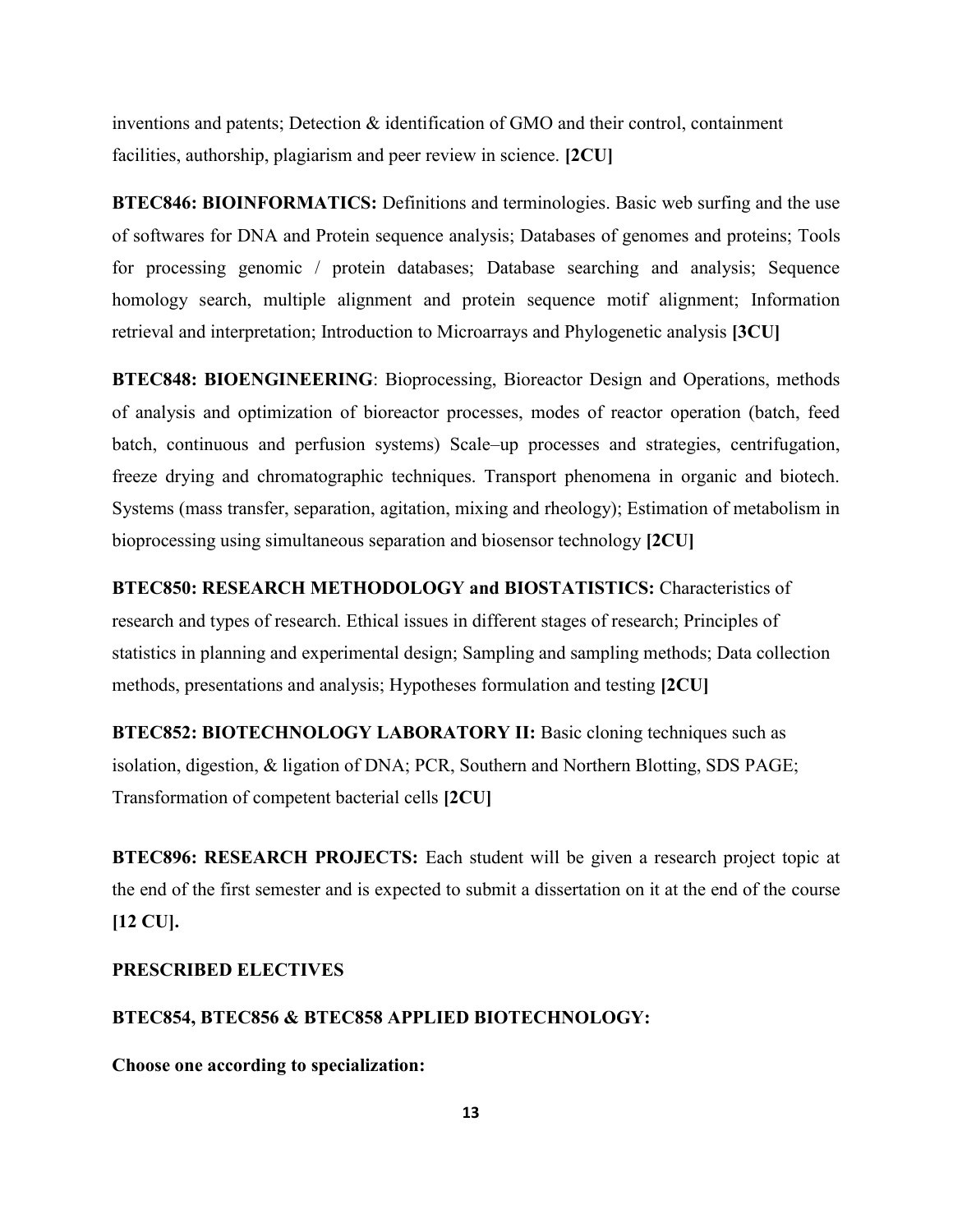inventions and patents; Detection & identification of GMO and their control, containment facilities, authorship, plagiarism and peer review in science. **[2CU]**

**BTEC846: BIOINFORMATICS:** Definitions and terminologies. Basic web surfing and the use of softwares for DNA and Protein sequence analysis; Databases of genomes and proteins; Tools for processing genomic / protein databases; Database searching and analysis; Sequence homology search, multiple alignment and protein sequence motif alignment; Information retrieval and interpretation; Introduction to Microarrays and Phylogenetic analysis **[3CU]**

**BTEC848: BIOENGINEERING**: Bioprocessing, Bioreactor Design and Operations, methods of analysis and optimization of bioreactor processes, modes of reactor operation (batch, feed batch, continuous and perfusion systems) Scale–up processes and strategies, centrifugation, freeze drying and chromatographic techniques. Transport phenomena in organic and biotech. Systems (mass transfer, separation, agitation, mixing and rheology); Estimation of metabolism in bioprocessing using simultaneous separation and biosensor technology **[2CU]**

**BTEC850: RESEARCH METHODOLOGY and BIOSTATISTICS:** Characteristics of research and types of research. Ethical issues in different stages of research; Principles of statistics in planning and experimental design; Sampling and sampling methods; Data collection methods, presentations and analysis; Hypotheses formulation and testing **[2CU]**

**BTEC852: BIOTECHNOLOGY LABORATORY II:** Basic cloning techniques such as isolation, digestion, & ligation of DNA; PCR, Southern and Northern Blotting, SDS PAGE; Transformation of competent bacterial cells **[2CU]**

**BTEC896: RESEARCH PROJECTS:** Each student will be given a research project topic at the end of the first semester and is expected to submit a dissertation on it at the end of the course **[12 CU].**

**PRESCRIBED ELECTIVES**

**BTEC854, BTEC856 & BTEC858 APPLIED BIOTECHNOLOGY:**

**Choose one according to specialization:**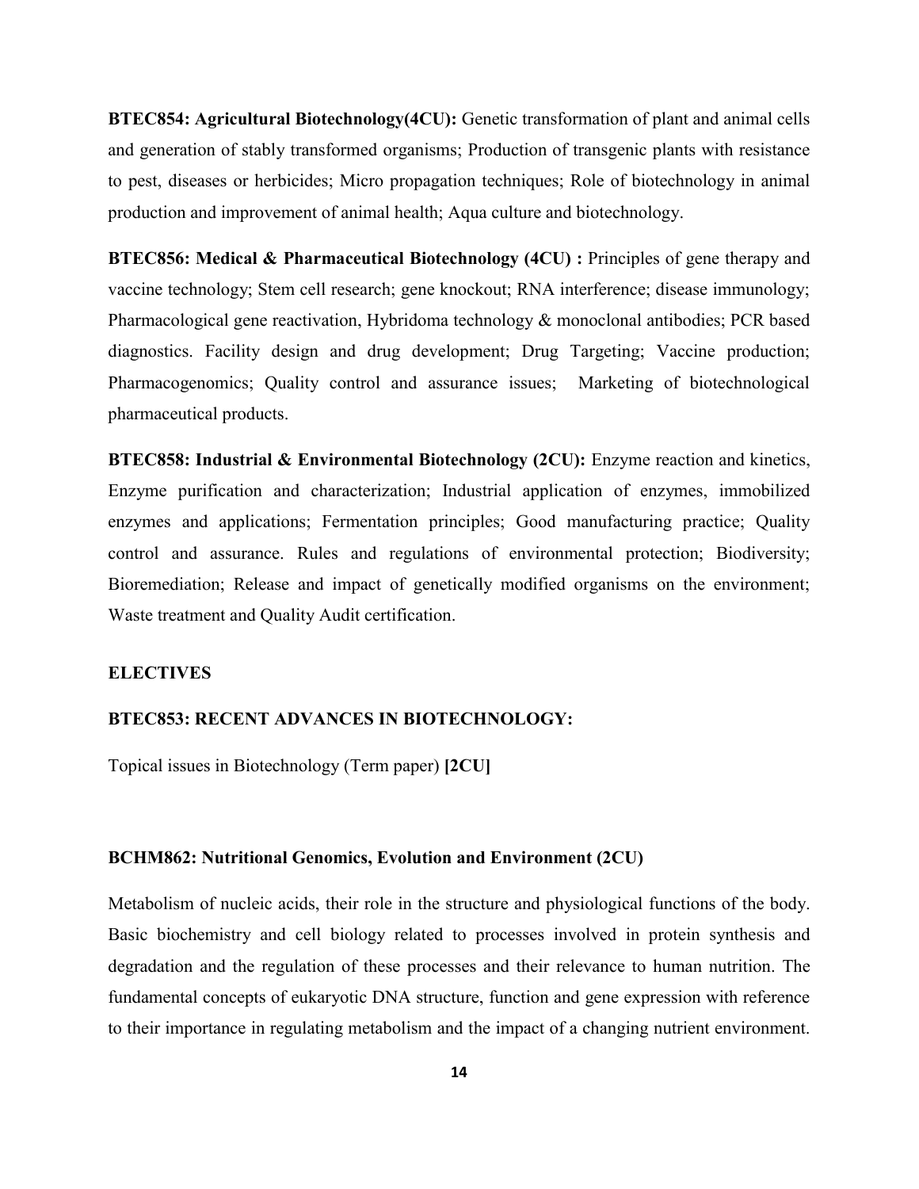**BTEC854: Agricultural Biotechnology(4CU):** Genetic transformation of plant and animal cells and generation of stably transformed organisms; Production of transgenic plants with resistance to pest, diseases or herbicides; Micro propagation techniques; Role of biotechnology in animal production and improvement of animal health; Aqua culture and biotechnology.

**BTEC856: Medical & Pharmaceutical Biotechnology (4CU) :** Principles of gene therapy and vaccine technology; Stem cell research; gene knockout; RNA interference; disease immunology; Pharmacological gene reactivation, Hybridoma technology & monoclonal antibodies; PCR based diagnostics. Facility design and drug development; Drug Targeting; Vaccine production; Pharmacogenomics; Quality control and assurance issues; Marketing of biotechnological pharmaceutical products.

**BTEC858: Industrial & Environmental Biotechnology (2CU):** Enzyme reaction and kinetics, Enzyme purification and characterization; Industrial application of enzymes, immobilized enzymes and applications; Fermentation principles; Good manufacturing practice; Quality control and assurance. Rules and regulations of environmental protection; Biodiversity; Bioremediation; Release and impact of genetically modified organisms on the environment; Waste treatment and Quality Audit certification.

**ELECTIVES**

**BTEC853: RECENT ADVANCES IN BIOTECHNOLOGY:**

Topical issues in Biotechnology (Term paper) **[2CU]**

**BCHM862: Nutritional Genomics, Evolution and Environment (2CU)**

Metabolism of nucleic acids, their role in the structure and physiological functions of the body. Basic biochemistry and cell biology related to processes involved in protein synthesis and degradation and the regulation of these processes and their relevance to human nutrition. The fundamental concepts of eukaryotic DNA structure, function and gene expression with reference to their importance in regulating metabolism and the impact of a changing nutrient environment.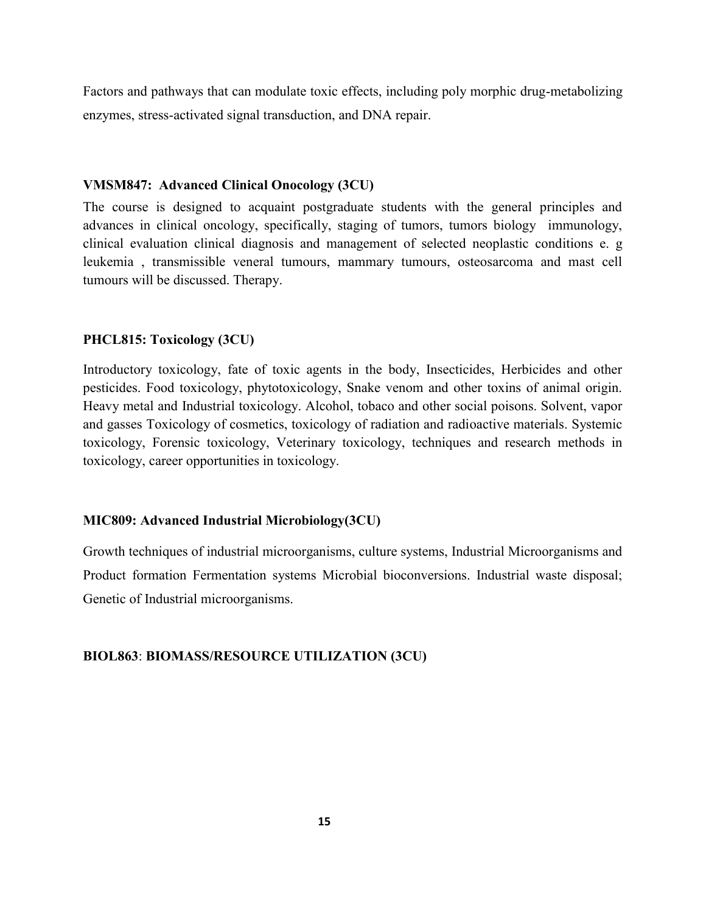Factors and pathways that can modulate toxic effects, including poly morphic drug-metabolizing enzymes, stress-activated signal transduction, and DNA repair.

**VMSM847: Advanced Clinical Onocology (3CU)**

The course is designed to acquaint postgraduate students with the general principles and advances in clinical oncology, specifically, staging of tumors, tumors biology immunology, clinical evaluation clinical diagnosis and management of selected neoplastic conditions e. g leukemia , transmissible veneral tumours, mammary tumours, osteosarcoma and mast cell tumours will be discussed. Therapy.

**PHCL815: Toxicology (3CU)**

Introductory toxicology, fate of toxic agents in the body, Insecticides, Herbicides and other pesticides. Food toxicology, phytotoxicology, Snake venom and other toxins of animal origin. Heavy metal and Industrial toxicology. Alcohol, tobaco and other social poisons. Solvent, vapor and gasses Toxicology of cosmetics, toxicology of radiation and radioactive materials. Systemic toxicology, Forensic toxicology, Veterinary toxicology, techniques and research methods in toxicology, career opportunities in toxicology.

**MIC809: Advanced Industrial Microbiology(3CU)**

Growth techniques of industrial microorganisms, culture systems, Industrial Microorganisms and Product formation Fermentation systems Microbial bioconversions. Industrial waste disposal; Genetic of Industrial microorganisms.

**BIOL863**: **BIOMASS/RESOURCE UTILIZATION (3CU)**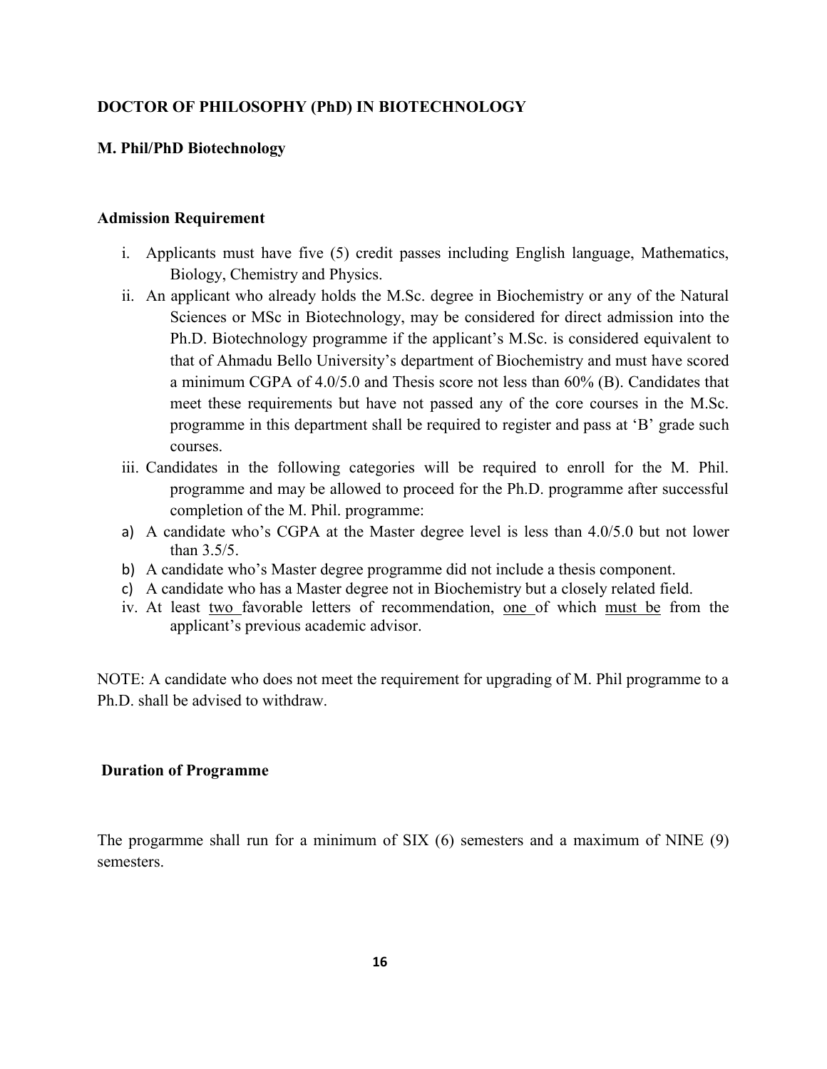**DOCTOR OF PHILOSOPHY (PhD) IN BIOTECHNOLOGY**

**M. Phil/PhD Biotechnology**

**Admission Requirement**

i. Applicants must have five (5) credit passes including English language, Mathematics, Biology, Chemistry and Physics.

ii. An applicant who already holds the M.Sc. degree in Biochemistry or any of the Natural Sciences or MSc in Biotechnology, may be considered for direct admission into the Ph.D. Biotechnology programme if the applicant's M.Sc. is considered equivalent to that of Ahmadu Bello University's department of Biochemistry and must have scored a minimum CGPA of 4.0/5.0 and Thesis score not less than 60% (B). Candidates that meet these requirements but have not passed any of the core courses in the M.Sc. programme in this department shall be required to register and pass at 'B' grade such courses.

iii. Candidates in the following categories will be required to enroll for the M. Phil. programme and may be allowed to proceed for the Ph.D. programme after successful completion of the M. Phil. programme:

a) A candidate who's CGPA at the Master degree level is less than 4.0/5.0 but not lower than 3.5/5.

b) A candidate who's Master degree programme did not include a thesis component.

c) A candidate who has a Master degree not in Biochemistry but a closely related field.

iv. At least <u>two</u> favorable letters of recommendation, <u>one</u> of which <u>must be</u> from the applicant's previous academic advisor.

NOTE: A candidate who does not meet the requirement for upgrading of M. Phil programme to a Ph.D. shall be advised to withdraw.

**Duration of Programme**

The progarmme shall run for a minimum of SIX (6) semesters and a maximum of NINE (9) semesters.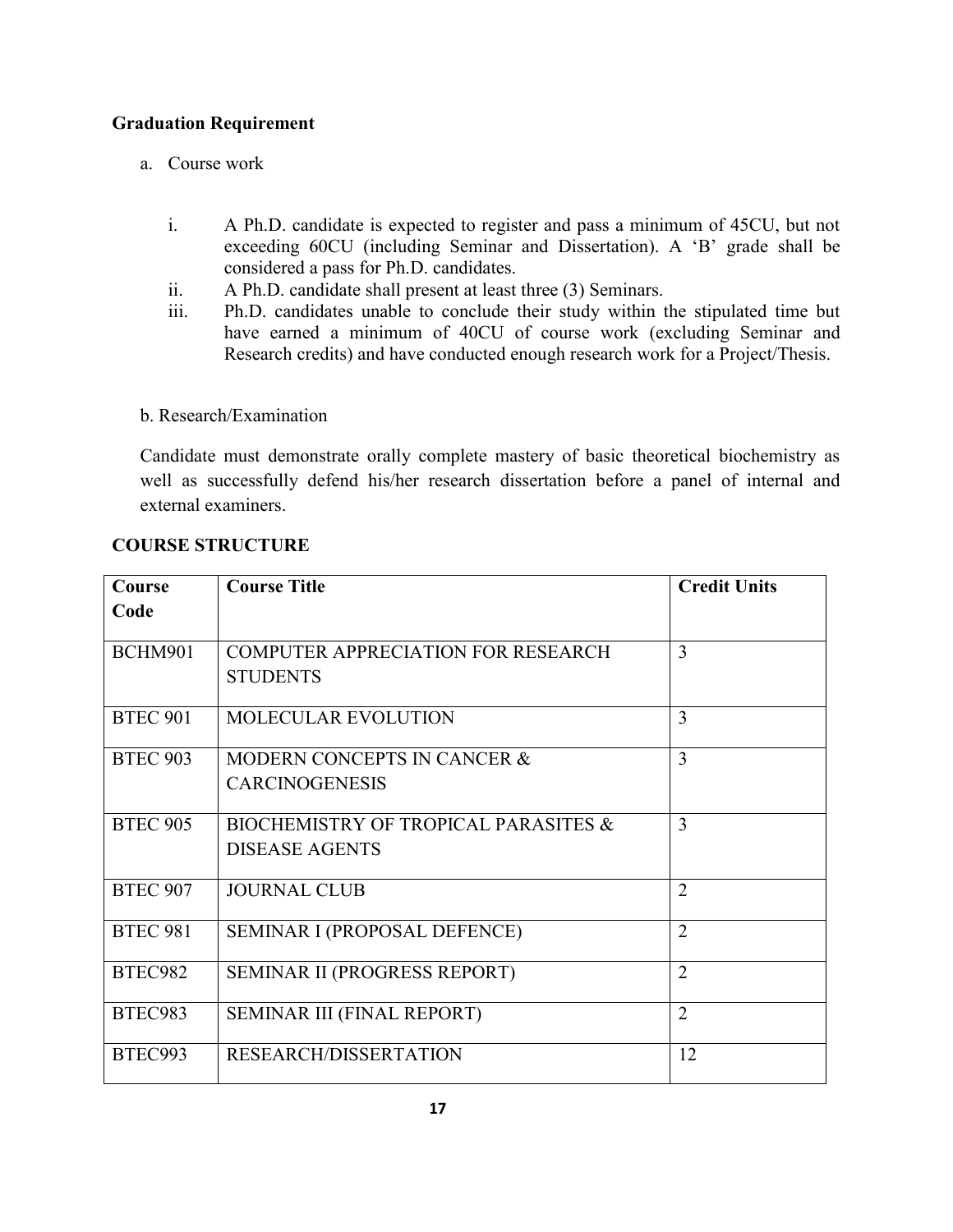**Graduation Requirement**

a. Course work

i. A Ph.D. candidate is expected to register and pass a minimum of 45CU, but not exceeding 60CU (including Seminar and Dissertation). A 'B' grade shall be considered a pass for Ph.D. candidates.

ii. A Ph.D. candidate shall present at least three (3) Seminars.

iii. Ph.D. candidates unable to conclude their study within the stipulated time but have earned a minimum of 40CU of course work (excluding Seminar and Research credits) and have conducted enough research work for a Project/Thesis.

b. Research/Examination

Candidate must demonstrate orally complete mastery of basic theoretical biochemistry as well as successfully defend his/her research dissertation before a panel of internal and external examiners.

**COURSE STRUCTURE**

| Course Code | Course Title | Credit Units |
|---|---|---|
| BCHM901 | COMPUTER APPRECIATION FOR RESEARCH STUDENTS | 3 |
| BTEC 901 | MOLECULAR EVOLUTION | 3 |
| BTEC 903 | MODERN CONCEPTS IN CANCER & CARCINOGENESIS | 3 |
| BTEC 905 | BIOCHEMISTRY OF TROPICAL PARASITES & DISEASE AGENTS | 3 |
| BTEC 907 | JOURNAL CLUB | 2 |
| BTEC 981 | SEMINAR I (PROPOSAL DEFENCE) | 2 |
| BTEC982 | SEMINAR II (PROGRESS REPORT) | 2 |
| BTEC983 | SEMINAR III (FINAL REPORT) | 2 |
| BTEC993 | RESEARCH/DISSERTATION | 12 |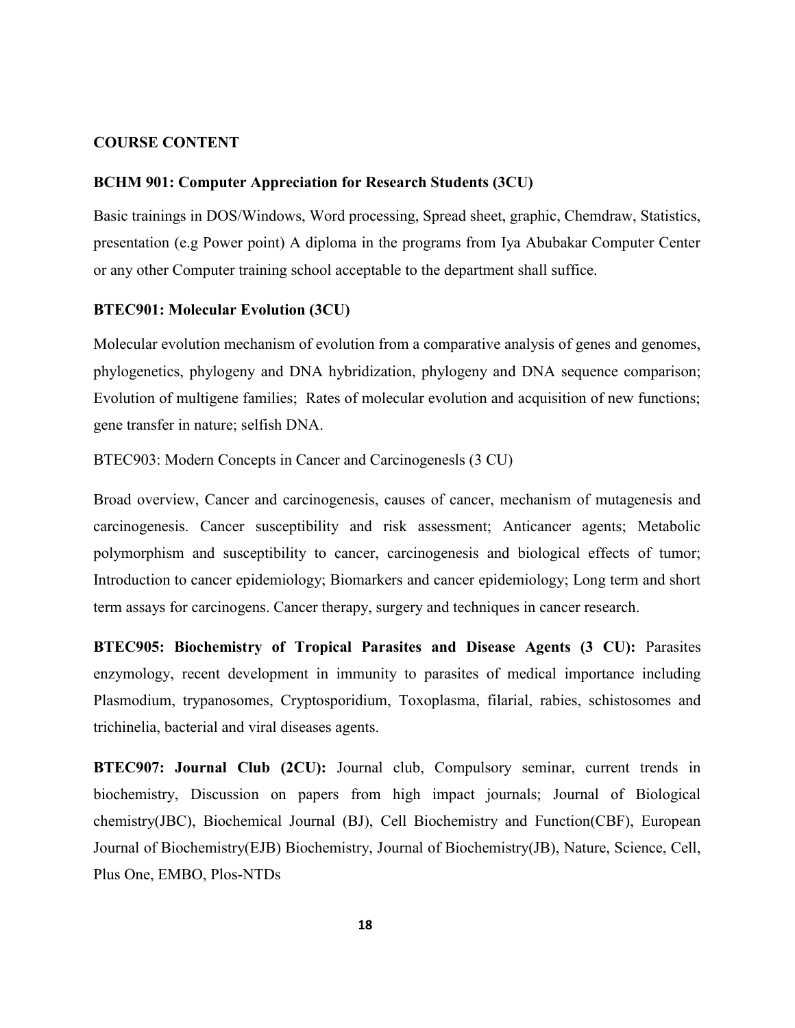## COURSE CONTENT

### BCHM 901: Computer Appreciation for Research Students (3CU)

Basic trainings in DOS/Windows, Word processing, Spread sheet, graphic, Chemdraw, Statistics, presentation (e.g Power point) A diploma in the programs from Iya Abubakar Computer Center or any other Computer training school acceptable to the department shall suffice.

### BTEC901: Molecular Evolution (3CU)

Molecular evolution mechanism of evolution from a comparative analysis of genes and genomes, phylogenetics, phylogeny and DNA hybridization, phylogeny and DNA sequence comparison; Evolution of multigene families; Rates of molecular evolution and acquisition of new functions; gene transfer in nature; selfish DNA.

BTEC903: Modern Concepts in Cancer and Carcinogenesls (3 CU)

Broad overview, Cancer and carcinogenesis, causes of cancer, mechanism of mutagenesis and carcinogenesis. Cancer susceptibility and risk assessment; Anticancer agents; Metabolic polymorphism and susceptibility to cancer, carcinogenesis and biological effects of tumor; Introduction to cancer epidemiology; Biomarkers and cancer epidemiology; Long term and short term assays for carcinogens. Cancer therapy, surgery and techniques in cancer research.

**BTEC905: Biochemistry of Tropical Parasites and Disease Agents (3 CU):** Parasites enzymology, recent development in immunity to parasites of medical importance including Plasmodium, trypanosomes, Cryptosporidium, Toxoplasma, filarial, rabies, schistosomes and trichinelia, bacterial and viral diseases agents.

**BTEC907: Journal Club (2CU):** Journal club, Compulsory seminar, current trends in biochemistry, Discussion on papers from high impact journals; Journal of Biological chemistry(JBC), Biochemical Journal (BJ), Cell Biochemistry and Function(CBF), European Journal of Biochemistry(EJB) Biochemistry, Journal of Biochemistry(JB), Nature, Science, Cell, Plus One, EMBO, Plos-NTDs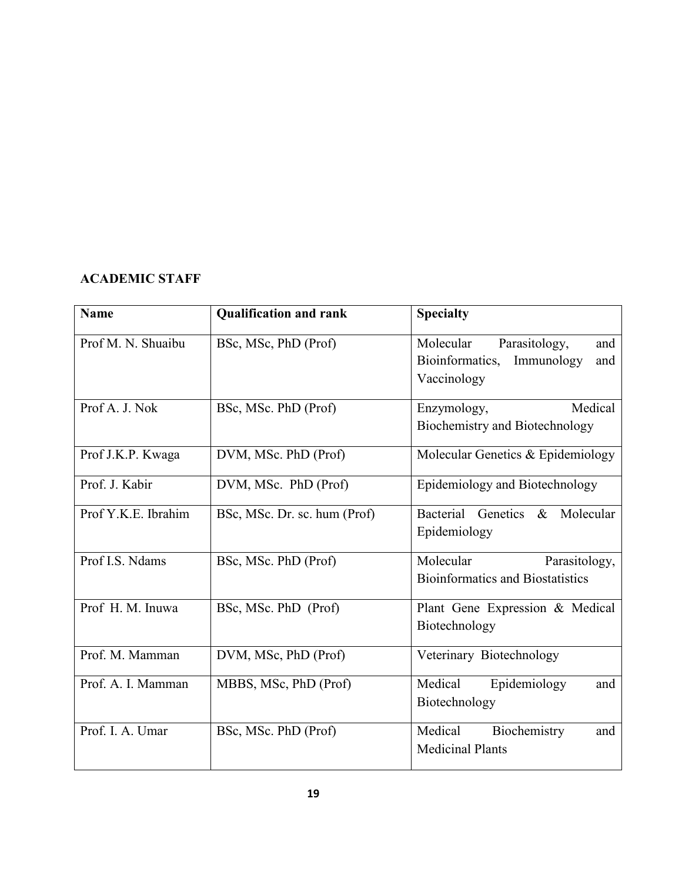**ACADEMIC STAFF**

| Name | Qualification and rank | Specialty |
| --- | --- | --- |
| Prof M. N. Shuaibu | BSc, MSc, PhD (Prof) | Molecular Parasitology, and Bioinformatics, Immunology and Vaccinology |
| Prof A. J. Nok | BSc, MSc. PhD (Prof) | Enzymology, Medical Biochemistry and Biotechnology |
| Prof J.K.P. Kwaga | DVM, MSc. PhD (Prof) | Molecular Genetics & Epidemiology |
| Prof. J. Kabir | DVM, MSc. PhD (Prof) | Epidemiology and Biotechnology |
| Prof Y.K.E. Ibrahim | BSc, MSc. Dr. sc. hum (Prof) | Bacterial Genetics & Molecular Epidemiology |
| Prof I.S. Ndams | BSc, MSc. PhD (Prof) | Molecular Parasitology, Bioinformatics and Biostatistics |
| Prof H. M. Inuwa | BSc, MSc. PhD (Prof) | Plant Gene Expression & Medical Biotechnology |
| Prof. M. Mamman | DVM, MSc, PhD (Prof) | Veterinary Biotechnology |
| Prof. A. I. Mamman | MBBS, MSc, PhD (Prof) | Medical Epidemiology and Biotechnology |
| Prof. I. A. Umar | BSc, MSc. PhD (Prof) | Medical Biochemistry and Medicinal Plants |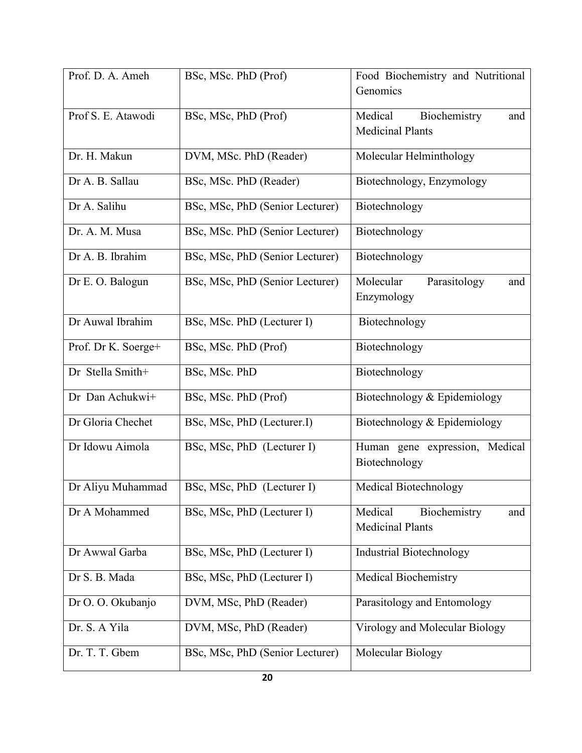| | | |
|---|---|---|
| Prof. D. A. Ameh | BSc, MSc. PhD (Prof) | Food Biochemistry and Nutritional Genomics |
| Prof S. E. Atawodi | BSc, MSc, PhD (Prof) | Medical Biochemistry and Medicinal Plants |
| Dr. H. Makun | DVM, MSc. PhD (Reader) | Molecular Helminthology |
| Dr A. B. Sallau | BSc, MSc. PhD (Reader) | Biotechnology, Enzymology |
| Dr A. Salihu | BSc, MSc, PhD (Senior Lecturer) | Biotechnology |
| Dr. A. M. Musa | BSc, MSc. PhD (Senior Lecturer) | Biotechnology |
| Dr A. B. Ibrahim | BSc, MSc, PhD (Senior Lecturer) | Biotechnology |
| Dr E. O. Balogun | BSc, MSc, PhD (Senior Lecturer) | Molecular Parasitology and Enzymology |
| Dr Auwal Ibrahim | BSc, MSc. PhD (Lecturer I) | Biotechnology |
| Prof. Dr K. Soerge+ | BSc, MSc. PhD (Prof) | Biotechnology |
| Dr Stella Smith+ | BSc, MSc. PhD | Biotechnology |
| Dr Dan Achukwi+ | BSc, MSc. PhD (Prof) | Biotechnology & Epidemiology |
| Dr Gloria Chechet | BSc, MSc, PhD (Lecturer.I) | Biotechnology & Epidemiology |
| Dr Idowu Aimola | BSc, MSc, PhD (Lecturer I) | Human gene expression, Medical Biotechnology |
| Dr Aliyu Muhammad | BSc, MSc, PhD (Lecturer I) | Medical Biotechnology |
| Dr A Mohammed | BSc, MSc, PhD (Lecturer I) | Medical Biochemistry and Medicinal Plants |
| Dr Awwal Garba | BSc, MSc, PhD (Lecturer I) | Industrial Biotechnology |
| Dr S. B. Mada | BSc, MSc, PhD (Lecturer I) | Medical Biochemistry |
| Dr O. O. Okubanjo | DVM, MSc, PhD (Reader) | Parasitology and Entomology |
| Dr. S. A Yila | DVM, MSc, PhD (Reader) | Virology and Molecular Biology |
| Dr. T. T. Gbem | BSc, MSc, PhD (Senior Lecturer) | Molecular Biology |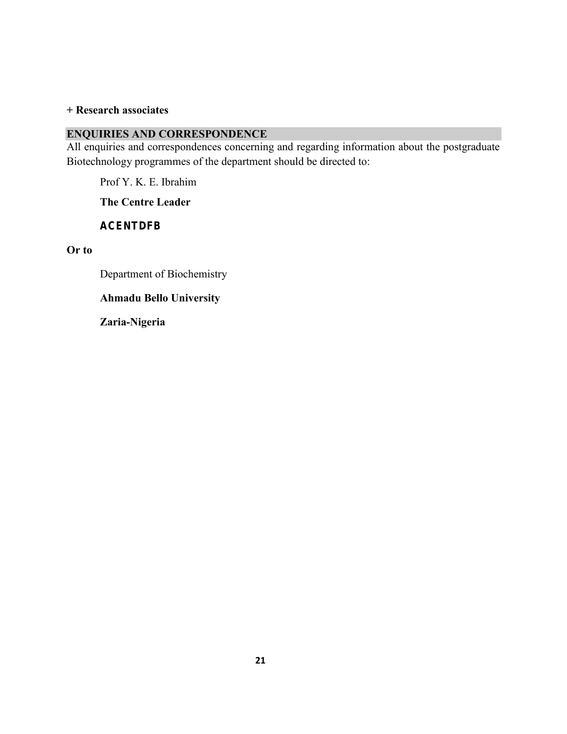**+ Research associates**

## ENQUIRIES AND CORRESPONDENCE

All enquiries and correspondences concerning and regarding information about the postgraduate Biotechnology programmes of the department should be directed to:

Prof Y. K. E. Ibrahim

**The Centre Leader**

**ACENTDFB**

**Or to**

Department of Biochemistry

**Ahmadu Bello University**

**Zaria-Nigeria**